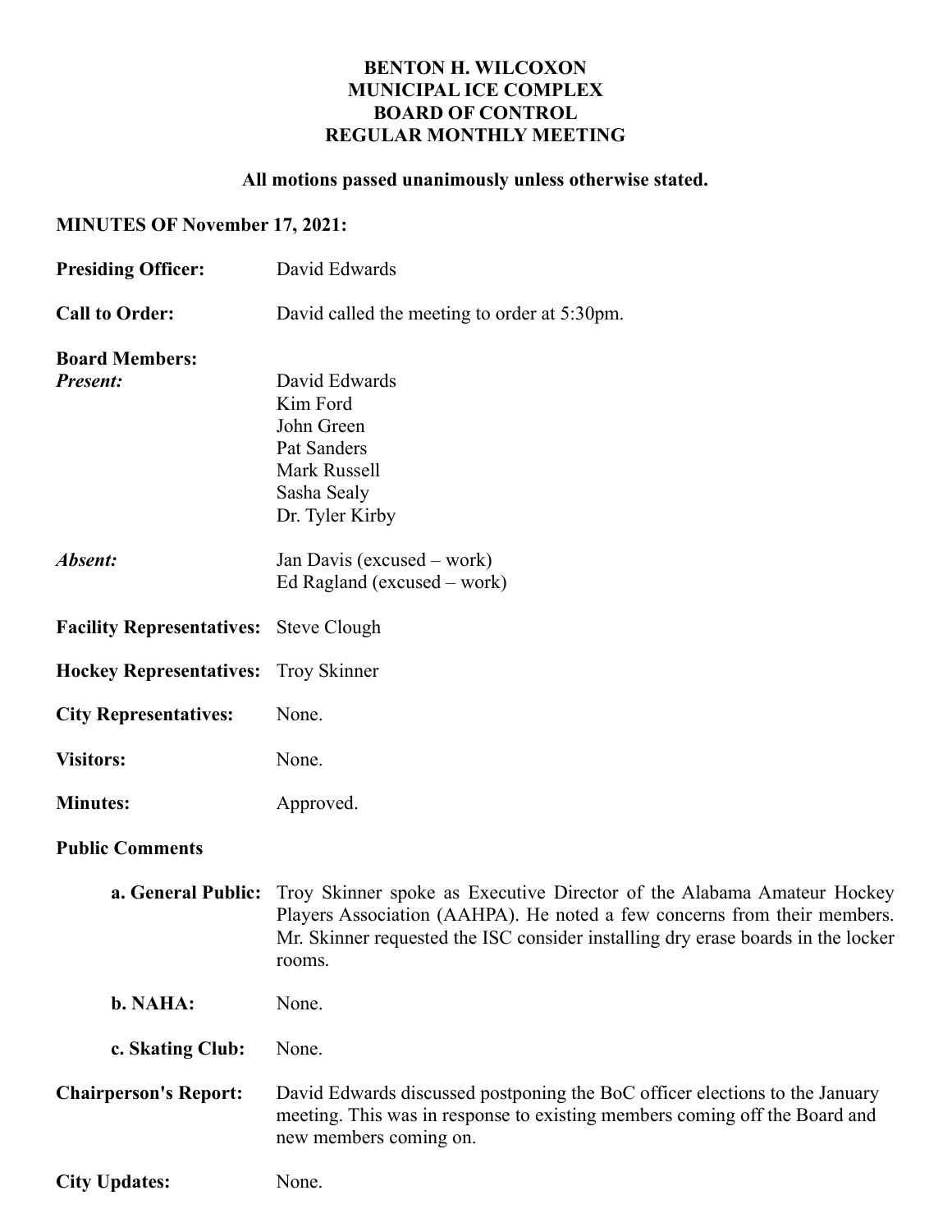**BENTON H. WILCOXON**
**MUNICIPAL ICE COMPLEX**
**BOARD OF CONTROL**
**REGULAR MONTHLY MEETING**

**All motions passed unanimously unless otherwise stated.**

**MINUTES OF November 17, 2021:**

**Presiding Officer:** David Edwards

**Call to Order:** David called the meeting to order at 5:30pm.

**Board Members:**

***Present:***
David Edwards
Kim Ford
John Green
Pat Sanders
Mark Russell
Sasha Sealy
Dr. Tyler Kirby

***Absent:***
Jan Davis (excused – work)
Ed Ragland (excused – work)

**Facility Representatives:** Steve Clough

**Hockey Representatives:** Troy Skinner

**City Representatives:** None.

**Visitors:** None.

**Minutes:** Approved.

**Public Comments**

**a. General Public:** Troy Skinner spoke as Executive Director of the Alabama Amateur Hockey Players Association (AAHPA). He noted a few concerns from their members. Mr. Skinner requested the ISC consider installing dry erase boards in the locker rooms.

**b. NAHA:** None.

**c. Skating Club:** None.

**Chairperson's Report:** David Edwards discussed postponing the BoC officer elections to the January meeting. This was in response to existing members coming off the Board and new members coming on.

**City Updates:** None.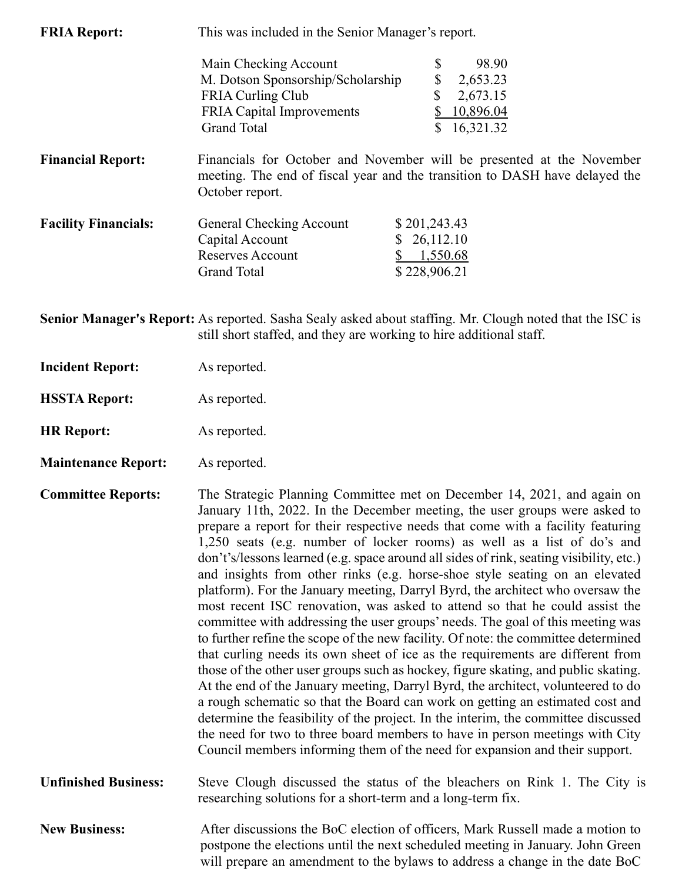**FRIA Report:** This was included in the Senior Manager's report.

| | | |
|---|---|---|
| Main Checking Account | $ | 98.90 |
| M. Dotson Sponsorship/Scholarship | $ | 2,653.23 |
| FRIA Curling Club | $ | 2,673.15 |
| FRIA Capital Improvements | $ | 10,896.04 |
| Grand Total | $ | 16,321.32 |

**Financial Report:** Financials for October and November will be presented at the November meeting. The end of fiscal year and the transition to DASH have delayed the October report.

**Facility Financials:**

| | |
|---|---|
| General Checking Account | $ 201,243.43 |
| Capital Account | $ 26,112.10 |
| Reserves Account | $ 1,550.68 |
| Grand Total | $ 228,906.21 |

**Senior Manager's Report:** As reported. Sasha Sealy asked about staffing. Mr. Clough noted that the ISC is still short staffed, and they are working to hire additional staff.

**Incident Report:** As reported.

**HSSTA Report:** As reported.

**HR Report:** As reported.

**Maintenance Report:** As reported.

**Committee Reports:** The Strategic Planning Committee met on December 14, 2021, and again on January 11th, 2022. In the December meeting, the user groups were asked to prepare a report for their respective needs that come with a facility featuring 1,250 seats (e.g. number of locker rooms) as well as a list of do's and don't's/lessons learned (e.g. space around all sides of rink, seating visibility, etc.) and insights from other rinks (e.g. horse-shoe style seating on an elevated platform). For the January meeting, Darryl Byrd, the architect who oversaw the most recent ISC renovation, was asked to attend so that he could assist the committee with addressing the user groups' needs. The goal of this meeting was to further refine the scope of the new facility. Of note: the committee determined that curling needs its own sheet of ice as the requirements are different from those of the other user groups such as hockey, figure skating, and public skating. At the end of the January meeting, Darryl Byrd, the architect, volunteered to do a rough schematic so that the Board can work on getting an estimated cost and determine the feasibility of the project. In the interim, the committee discussed the need for two to three board members to have in person meetings with City Council members informing them of the need for expansion and their support.

**Unfinished Business:** Steve Clough discussed the status of the bleachers on Rink 1. The City is researching solutions for a short-term and a long-term fix.

**New Business:** After discussions the BoC election of officers, Mark Russell made a motion to postpone the elections until the next scheduled meeting in January. John Green will prepare an amendment to the bylaws to address a change in the date BoC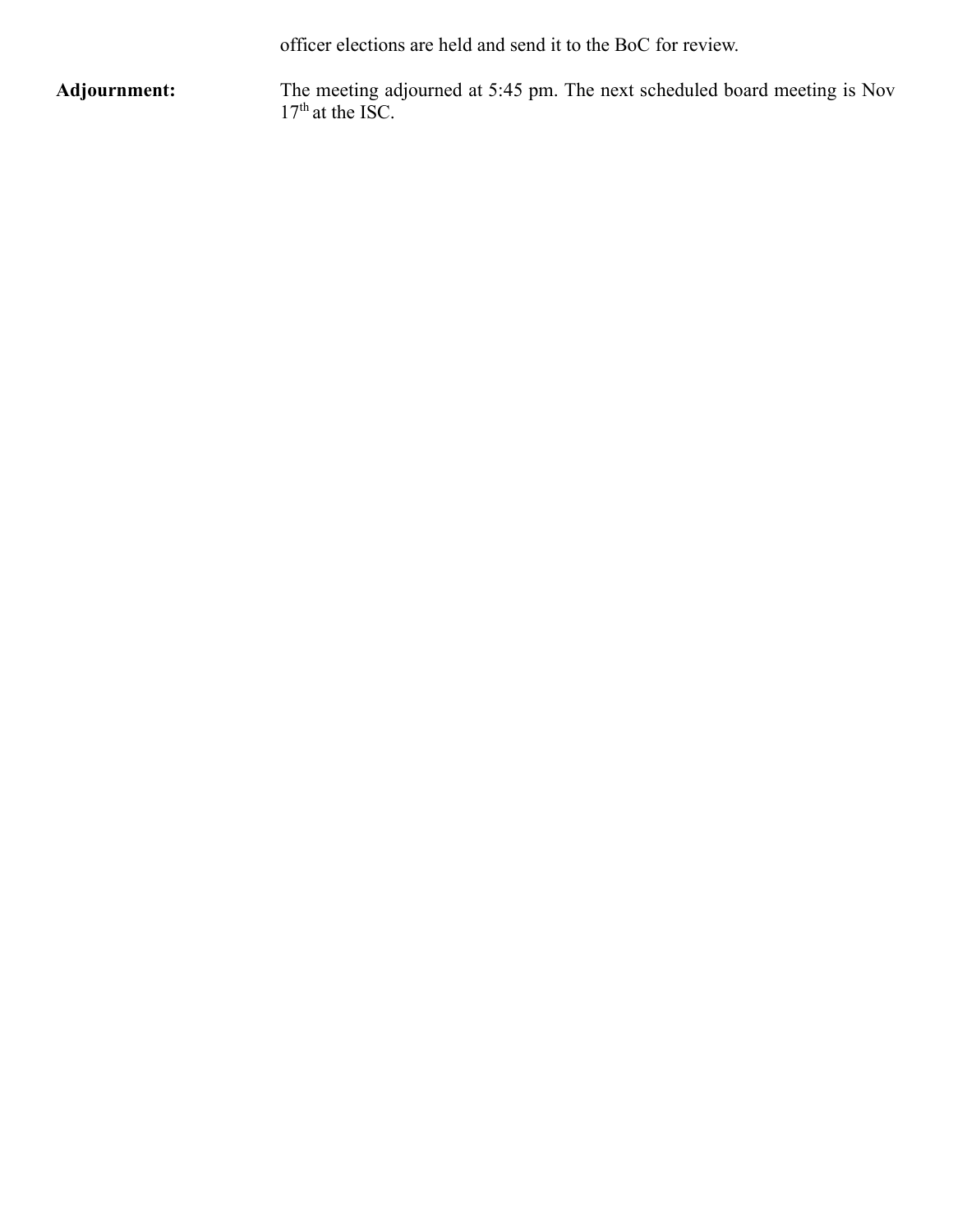officer elections are held and send it to the BoC for review.

**Adjournment:** The meeting adjourned at 5:45 pm. The next scheduled board meeting is Nov 17th at the ISC.